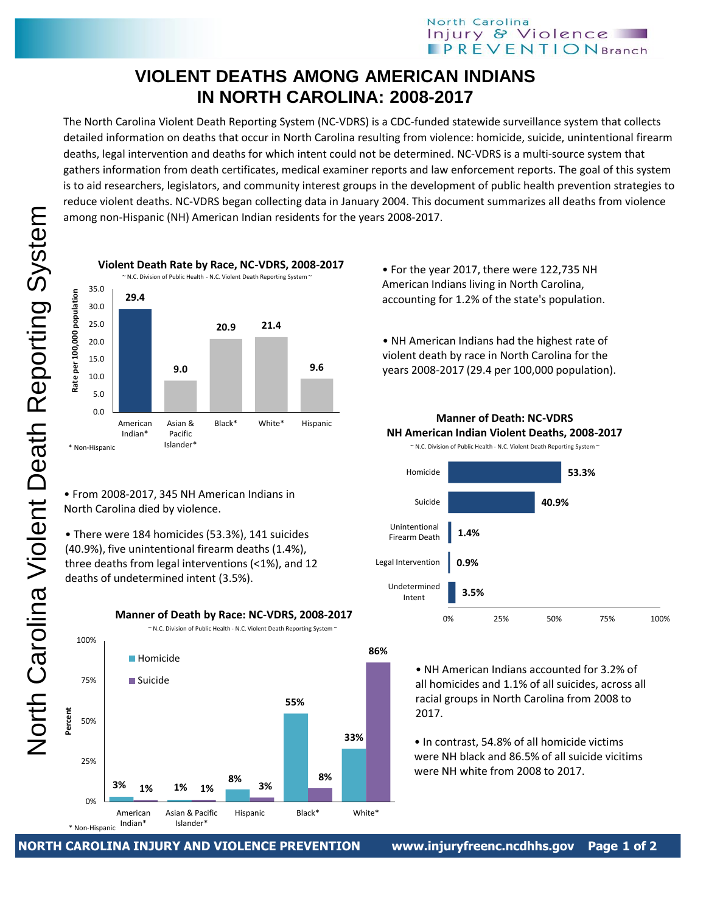# VIOLENT DEATHS AMONG AMERICAN INDIANS IN NORTH CAROLINA: 2008-2017

The North Carolina Violent Death Reporting System (NC-VDRS) is a CDC-funded statewide surveillance system that collects detailed information on deaths that occur in North Carolina resulting from violence: homicide, suicide, unintentional firearm deaths, legal intervention and deaths for which intent could not be determined. NC-VDRS is a multi-source system that gathers information from death certificates, medical examiner reports and law enforcement reports. The goal of this system is to aid researchers, legislators, and community interest groups in the development of public health prevention strategies to reduce violent deaths. NC-VDRS began collecting data in January 2004. This document summarizes all deaths from violence among non-Hispanic (NH) American Indian residents for the years 2008-2017.

**Violent Death Rate by Race, NC-VDRS, 2008-2017**

~ N.C. Division of Public Health - N.C. Violent Death Reporting System ~

| Race | Rate per 100,000 population |
|---|---|
| American Indian* | 29.4 |
| Asian & Pacific Islander* | 9.0 |
| Black* | 20.9 |
| White* | 21.4 |
| Hispanic | 9.6 |

\* Non-Hispanic

- For the year 2017, there were 122,735 NH American Indians living in North Carolina, accounting for 1.2% of the state's population.
- NH American Indians had the highest rate of violent death by race in North Carolina for the years 2008-2017 (29.4 per 100,000 population).

- From 2008-2017, 345 NH American Indians in North Carolina died by violence.
- There were 184 homicides (53.3%), 141 suicides (40.9%), five unintentional firearm deaths (1.4%), three deaths from legal interventions (<1%), and 12 deaths of undetermined intent (3.5%).

**Manner of Death: NC-VDRS NH American Indian Violent Deaths, 2008-2017**

~ N.C. Division of Public Health - N.C. Violent Death Reporting System ~

| Manner of Death | Percent |
|---|---|
| Homicide | 53.3% |
| Suicide | 40.9% |
| Unintentional Firearm Death | 1.4% |
| Legal Intervention | 0.9% |
| Undetermined Intent | 3.5% |

**Manner of Death by Race: NC-VDRS, 2008-2017**

~ N.C. Division of Public Health - N.C. Violent Death Reporting System ~

| Race | Homicide | Suicide |
|---|---|---|
| American Indian* | 3% | 1% |
| Asian & Pacific Islander* | 1% | 1% |
| Hispanic | 8% | 3% |
| Black* | 55% | 8% |
| White* | 33% | 86% |

\* Non-Hispanic

- NH American Indians accounted for 3.2% of all homicides and 1.1% of all suicides, across all racial groups in North Carolina from 2008 to 2017.
- In contrast, 54.8% of all homicide victims were NH black and 86.5% of all suicide vicitims were NH white from 2008 to 2017.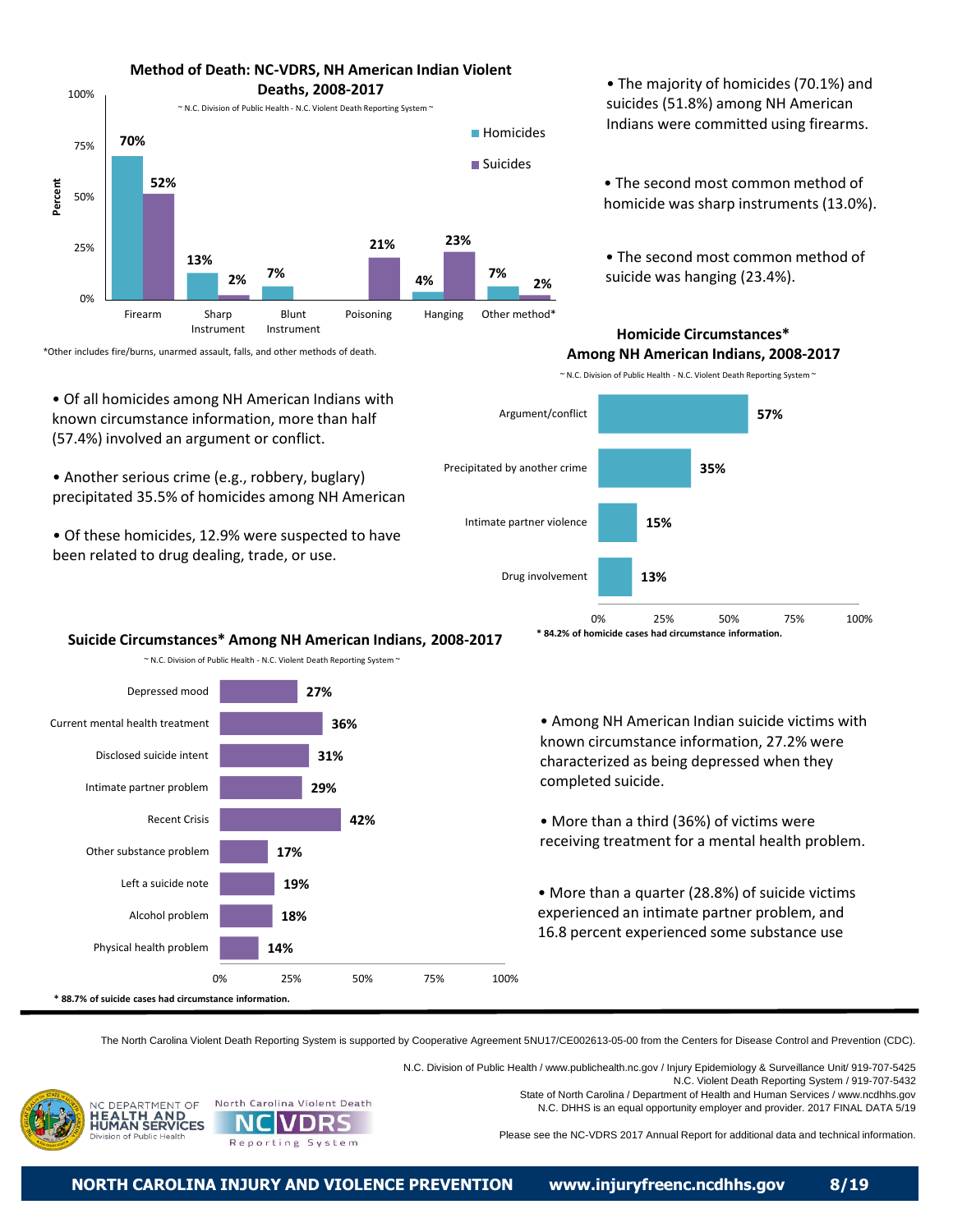**Method of Death: NC-VDRS, NH American Indian Violent Deaths, 2008-2017**

~ N.C. Division of Public Health - N.C. Violent Death Reporting System ~

Homicides
Suicides

Percent
100%
75%
50%
25%
0%

70%
52%
13%
2%
7%
21%
4%
23%
7%
2%

Firearm
Sharp Instrument
Blunt Instrument
Poisoning
Hanging
Other method*

*Other includes fire/burns, unarmed assault, falls, and other methods of death.

- The majority of homicides (70.1%) and suicides (51.8%) among NH American Indians were committed using firearms.
- The second most common method of homicide was sharp instruments (13.0%).
- The second most common method of suicide was hanging (23.4%).

**Homicide Circumstances* Among NH American Indians, 2008-2017**

~ N.C. Division of Public Health - N.C. Violent Death Reporting System ~

Argument/conflict 57%
Precipitated by another crime 35%
Intimate partner violence 15%
Drug involvement 13%

0%
25%
50%
75%
100%

**\* 84.2% of homicide cases had circumstance information.**

- Of all homicides among NH American Indians with known circumstance information, more than half (57.4%) involved an argument or conflict.
- Another serious crime (e.g., robbery, buglary) precipitated 35.5% of homicides among NH American
- Of these homicides, 12.9% were suspected to have been related to drug dealing, trade, or use.

**Suicide Circumstances* Among NH American Indians, 2008-2017**

~ N.C. Division of Public Health - N.C. Violent Death Reporting System ~

Depressed mood 27%
Current mental health treatment 36%
Disclosed suicide intent 31%
Intimate partner problem 29%
Recent Crisis 42%
Other substance problem 17%
Left a suicide note 19%
Alcohol problem 18%
Physical health problem 14%

0%
25%
50%
75%
100%

**\* 88.7% of suicide cases had circumstance information.**

- Among NH American Indian suicide victims with known circumstance information, 27.2% were characterized as being depressed when they completed suicide.
- More than a third (36%) of victims were receiving treatment for a mental health problem.
- More than a quarter (28.8%) of suicide victims experienced an intimate partner problem, and 16.8 percent experienced some substance use

The North Carolina Violent Death Reporting System is supported by Cooperative Agreement 5NU17/CE002613-05-00 from the Centers for Disease Control and Prevention (CDC).

N.C. Division of Public Health / www.publichealth.nc.gov / Injury Epidemiology & Surveillance Unit/ 919-707-5425
N.C. Violent Death Reporting System / 919-707-5432
State of North Carolina / Department of Health and Human Services / www.ncdhhs.gov
N.C. DHHS is an equal opportunity employer and provider. 2017 FINAL DATA 5/19

NC DEPARTMENT OF HEALTH AND HUMAN SERVICES Division of Public Health

North Carolina Violent Death NC VDRS Reporting System

Please see the NC-VDRS 2017 Annual Report for additional data and technical information.

**NORTH CAROLINA INJURY AND VIOLENCE PREVENTION www.injuryfreenc.ncdhhs.gov 8/19**